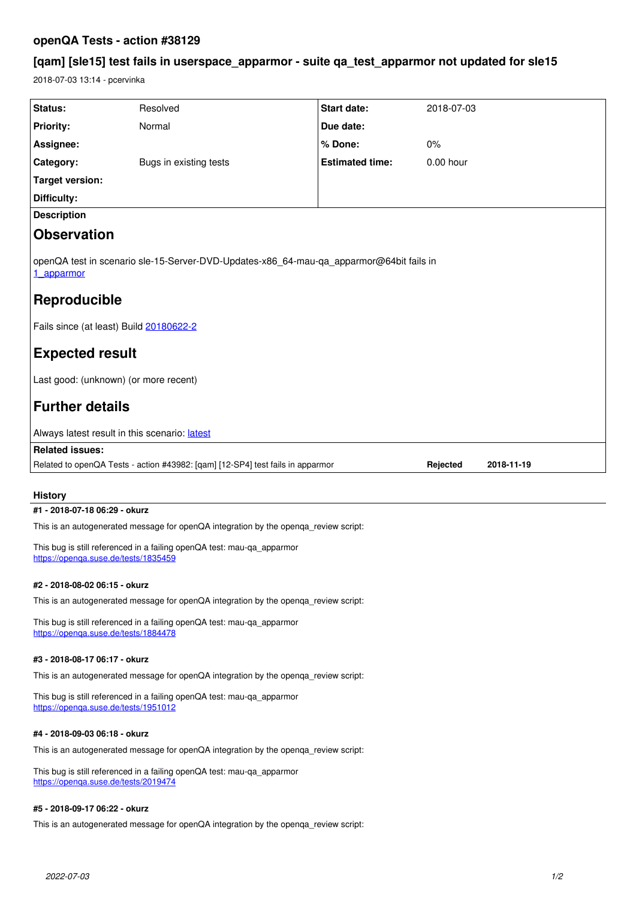# openQA Tests - action #38129

## [qam] [sle15] test fails in userspace_apparmor - suite qa_test_apparmor not updated for sle15

2018-07-03 13:14 - pcervinka

| | | | |
|---|---|---|---|
| **Status:** | Resolved | **Start date:** | 2018-07-03 |
| **Priority:** | Normal | **Due date:** | |
| **Assignee:** | | **% Done:** | 0% |
| **Category:** | Bugs in existing tests | **Estimated time:** | 0.00 hour |
| **Target version:** | | | |
| **Difficulty:** | | | |

**Description**

# Observation

openQA test in scenario sle-15-Server-DVD-Updates-x86_64-mau-qa_apparmor@64bit fails in
[1_apparmor]()

# Reproducible

Fails since (at least) Build [20180622-2]()

# Expected result

Last good: (unknown) (or more recent)

# Further details

Always latest result in this scenario: [latest]()

**Related issues:**

| | | |
|---|---|---|
| Related to openQA Tests - action #43982: [qam] [12-SP4] test fails in apparmor | **Rejected** | **2018-11-19** |

### History

#### #1 - 2018-07-18 06:29 - okurz

This is an autogenerated message for openQA integration by the openqa_review script:

This bug is still referenced in a failing openQA test: mau-qa_apparmor
https://openqa.suse.de/tests/1835459

#### #2 - 2018-08-02 06:15 - okurz

This is an autogenerated message for openQA integration by the openqa_review script:

This bug is still referenced in a failing openQA test: mau-qa_apparmor
https://openqa.suse.de/tests/1884478

#### #3 - 2018-08-17 06:17 - okurz

This is an autogenerated message for openQA integration by the openqa_review script:

This bug is still referenced in a failing openQA test: mau-qa_apparmor
https://openqa.suse.de/tests/1951012

#### #4 - 2018-09-03 06:18 - okurz

This is an autogenerated message for openQA integration by the openqa_review script:

This bug is still referenced in a failing openQA test: mau-qa_apparmor
https://openqa.suse.de/tests/2019474

#### #5 - 2018-09-17 06:22 - okurz

This is an autogenerated message for openQA integration by the openqa_review script: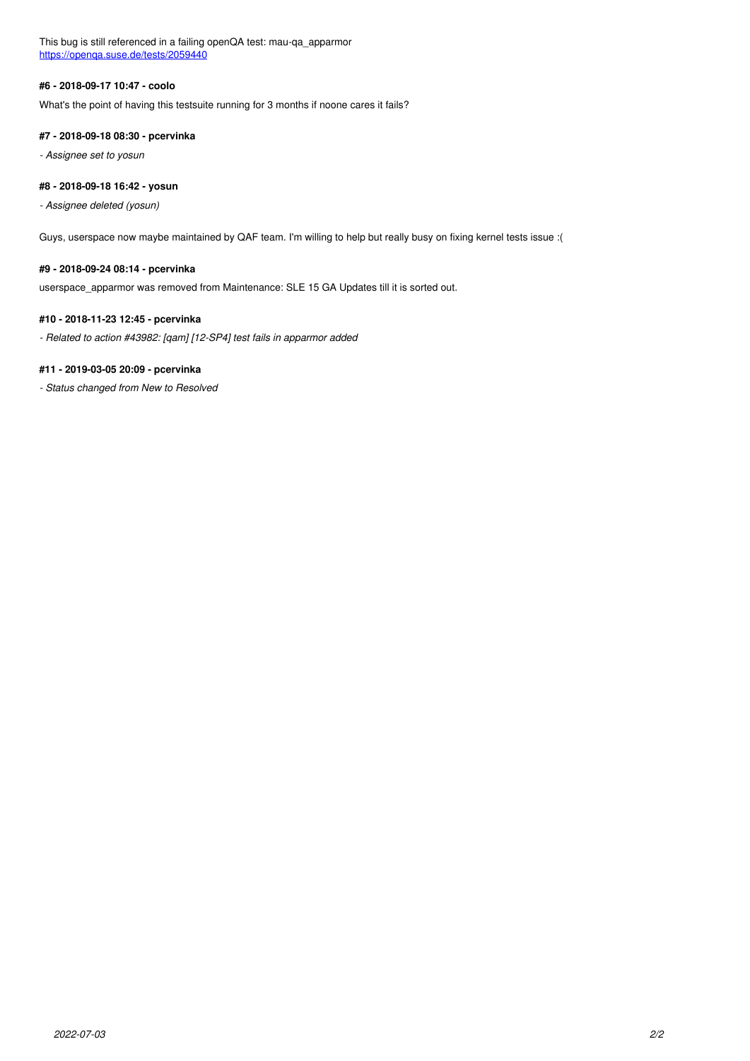This bug is still referenced in a failing openQA test: mau-qa_apparmor
https://openqa.suse.de/tests/2059440

#### #6 - 2018-09-17 10:47 - coolo

What's the point of having this testsuite running for 3 months if noone cares it fails?

#### #7 - 2018-09-18 08:30 - pcervinka

*- Assignee set to yosun*

#### #8 - 2018-09-18 16:42 - yosun

*- Assignee deleted (yosun)*

Guys, userspace now maybe maintained by QAF team. I'm willing to help but really busy on fixing kernel tests issue :(

#### #9 - 2018-09-24 08:14 - pcervinka

userspace_apparmor was removed from Maintenance: SLE 15 GA Updates till it is sorted out.

#### #10 - 2018-11-23 12:45 - pcervinka

*- Related to action #43982: [qam] [12-SP4] test fails in apparmor added*

#### #11 - 2019-03-05 20:09 - pcervinka

*- Status changed from New to Resolved*